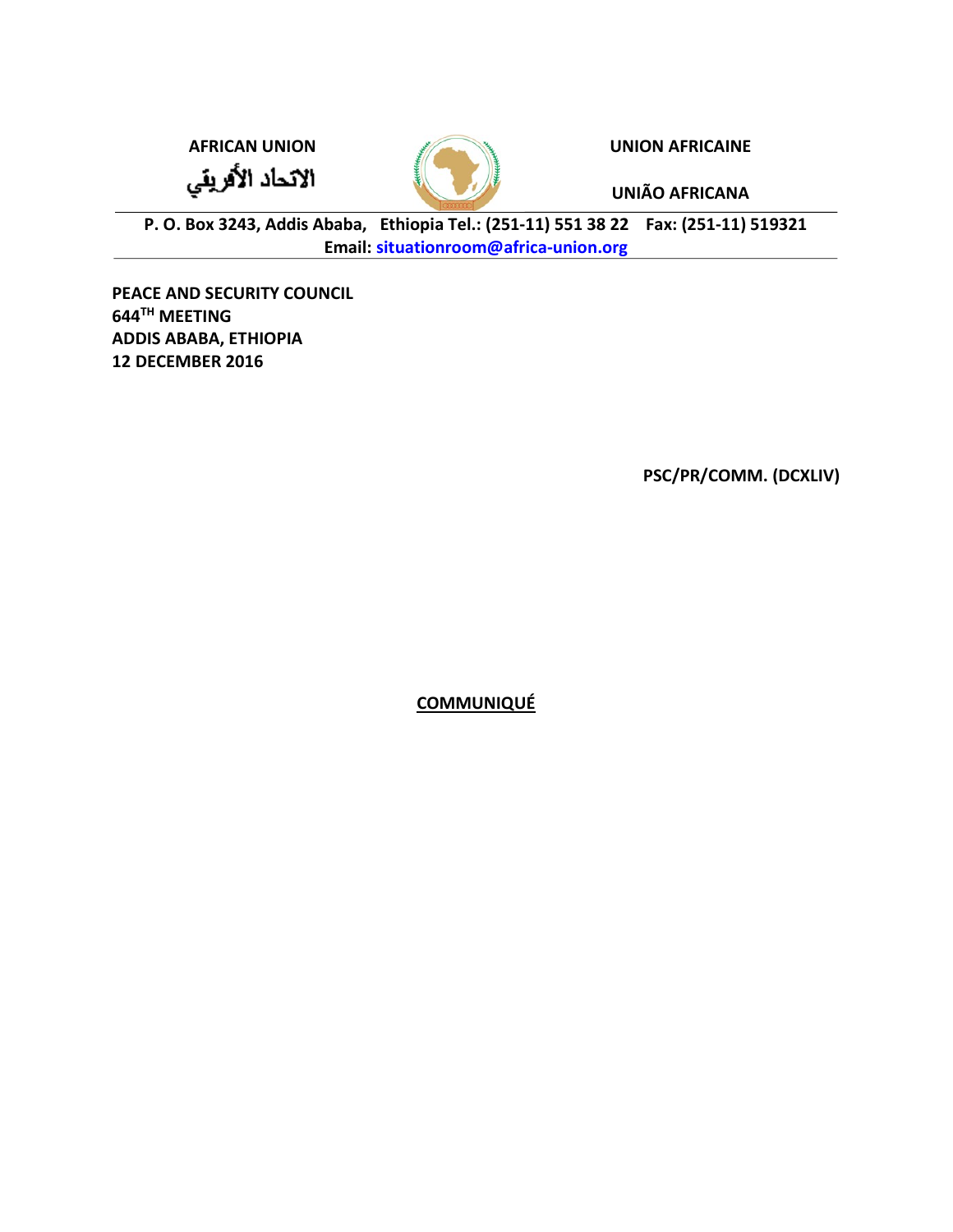**AFRICAN UNION**

الاتحاد الأفريقي

**UNION AFRICAINE**

**UNIÃO AFRICANA**

**P. O. Box 3243, Addis Ababa, Ethiopia Tel.: (251-11) 551 38 22 Fax: (251-11) 519321**
**Email: situationroom@africa-union.org**

**PEACE AND SECURITY COUNCIL**
**644TH MEETING**
**ADDIS ABABA, ETHIOPIA**
**12 DECEMBER 2016**

**PSC/PR/COMM. (DCXLIV)**

# COMMUNIQUÉ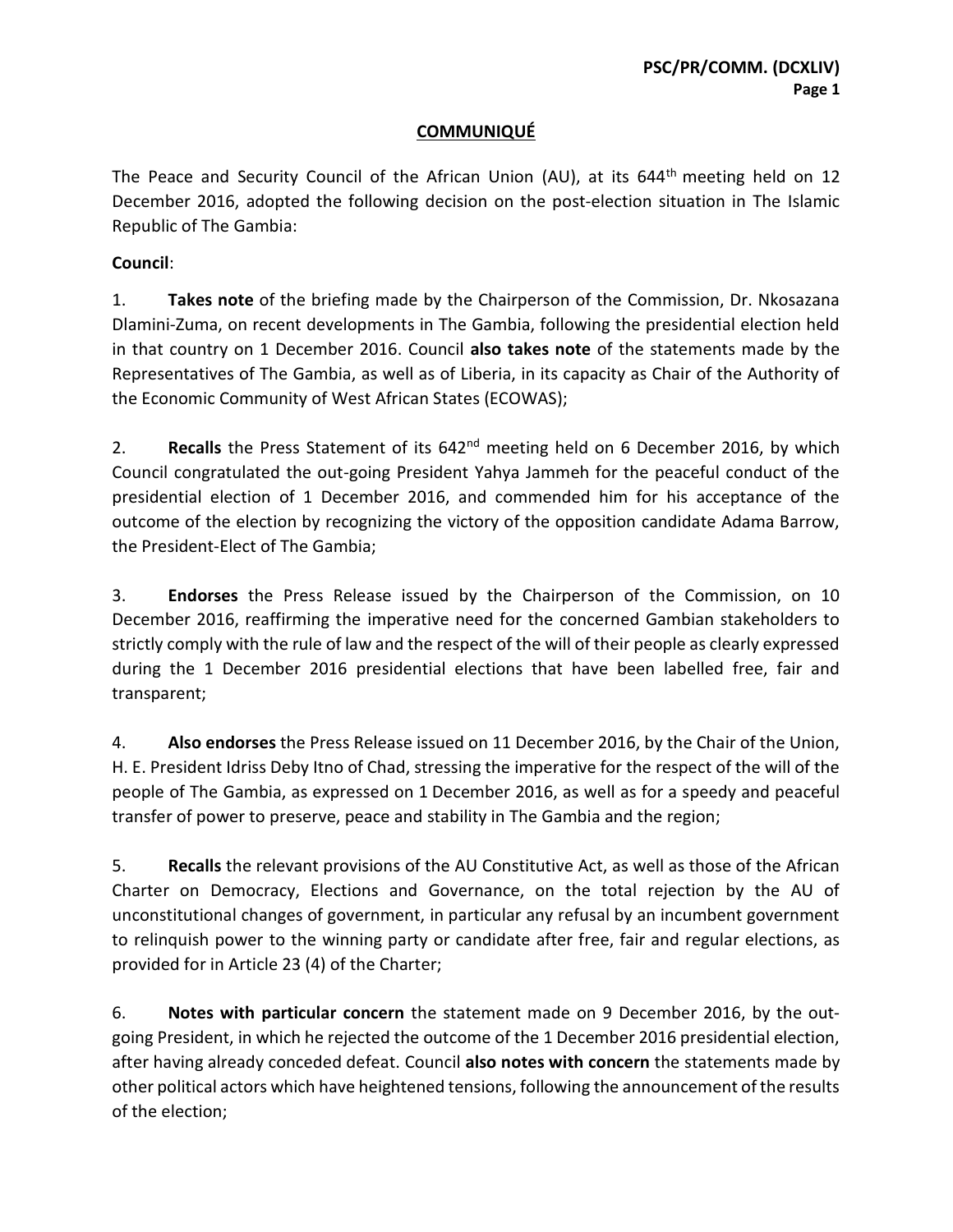## COMMUNIQUÉ

The Peace and Security Council of the African Union (AU), at its 644th meeting held on 12 December 2016, adopted the following decision on the post-election situation in The Islamic Republic of The Gambia:

**Council**:

1. **Takes note** of the briefing made by the Chairperson of the Commission, Dr. Nkosazana Dlamini-Zuma, on recent developments in The Gambia, following the presidential election held in that country on 1 December 2016. Council **also takes note** of the statements made by the Representatives of The Gambia, as well as of Liberia, in its capacity as Chair of the Authority of the Economic Community of West African States (ECOWAS);

2. **Recalls** the Press Statement of its 642nd meeting held on 6 December 2016, by which Council congratulated the out-going President Yahya Jammeh for the peaceful conduct of the presidential election of 1 December 2016, and commended him for his acceptance of the outcome of the election by recognizing the victory of the opposition candidate Adama Barrow, the President-Elect of The Gambia;

3. **Endorses** the Press Release issued by the Chairperson of the Commission, on 10 December 2016, reaffirming the imperative need for the concerned Gambian stakeholders to strictly comply with the rule of law and the respect of the will of their people as clearly expressed during the 1 December 2016 presidential elections that have been labelled free, fair and transparent;

4. **Also endorses** the Press Release issued on 11 December 2016, by the Chair of the Union, H. E. President Idriss Deby Itno of Chad, stressing the imperative for the respect of the will of the people of The Gambia, as expressed on 1 December 2016, as well as for a speedy and peaceful transfer of power to preserve, peace and stability in The Gambia and the region;

5. **Recalls** the relevant provisions of the AU Constitutive Act, as well as those of the African Charter on Democracy, Elections and Governance, on the total rejection by the AU of unconstitutional changes of government, in particular any refusal by an incumbent government to relinquish power to the winning party or candidate after free, fair and regular elections, as provided for in Article 23 (4) of the Charter;

6. **Notes with particular concern** the statement made on 9 December 2016, by the out-going President, in which he rejected the outcome of the 1 December 2016 presidential election, after having already conceded defeat. Council **also notes with concern** the statements made by other political actors which have heightened tensions, following the announcement of the results of the election;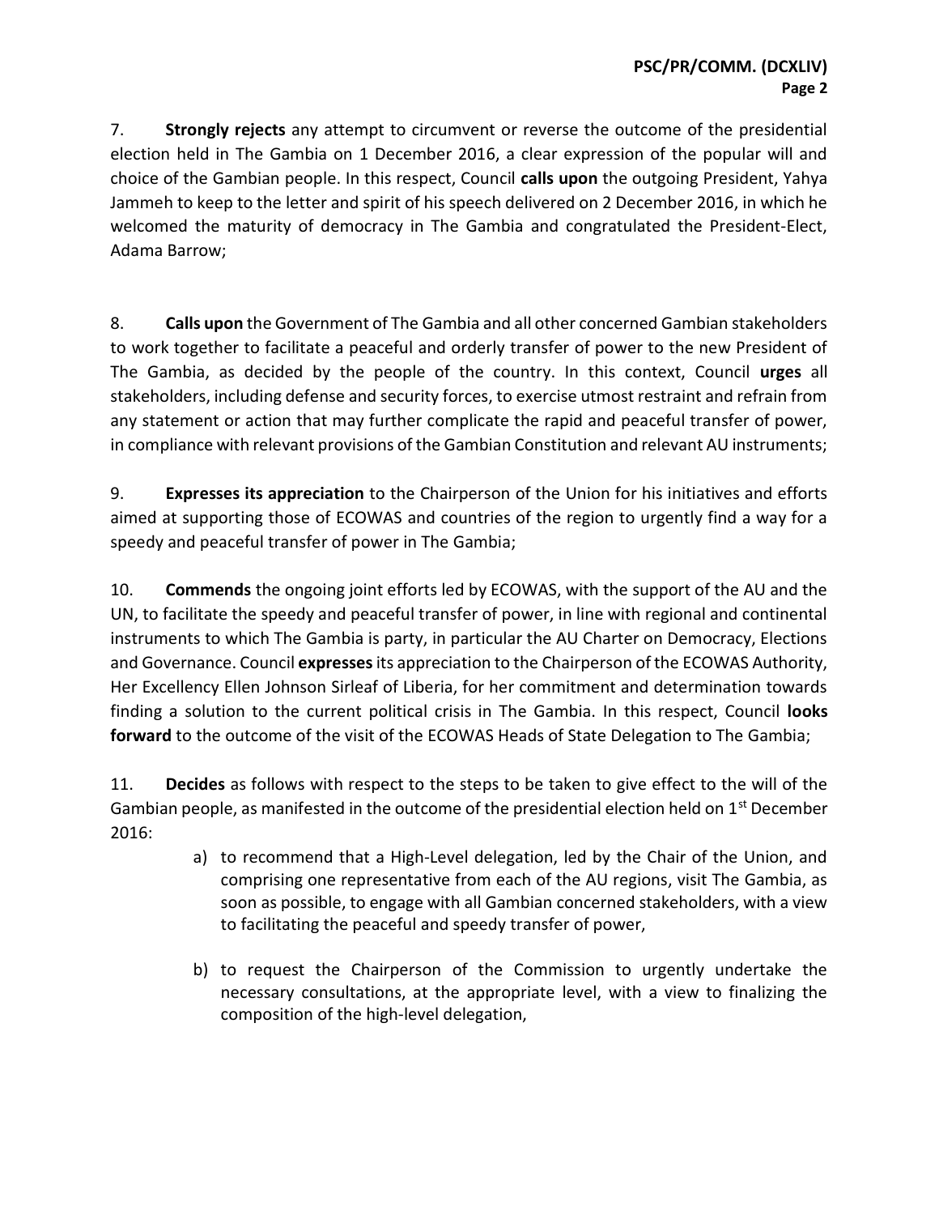7. **Strongly rejects** any attempt to circumvent or reverse the outcome of the presidential election held in The Gambia on 1 December 2016, a clear expression of the popular will and choice of the Gambian people. In this respect, Council **calls upon** the outgoing President, Yahya Jammeh to keep to the letter and spirit of his speech delivered on 2 December 2016, in which he welcomed the maturity of democracy in The Gambia and congratulated the President-Elect, Adama Barrow;

8. **Calls upon** the Government of The Gambia and all other concerned Gambian stakeholders to work together to facilitate a peaceful and orderly transfer of power to the new President of The Gambia, as decided by the people of the country. In this context, Council **urges** all stakeholders, including defense and security forces, to exercise utmost restraint and refrain from any statement or action that may further complicate the rapid and peaceful transfer of power, in compliance with relevant provisions of the Gambian Constitution and relevant AU instruments;

9. **Expresses its appreciation** to the Chairperson of the Union for his initiatives and efforts aimed at supporting those of ECOWAS and countries of the region to urgently find a way for a speedy and peaceful transfer of power in The Gambia;

10. **Commends** the ongoing joint efforts led by ECOWAS, with the support of the AU and the UN, to facilitate the speedy and peaceful transfer of power, in line with regional and continental instruments to which The Gambia is party, in particular the AU Charter on Democracy, Elections and Governance. Council **expresses** its appreciation to the Chairperson of the ECOWAS Authority, Her Excellency Ellen Johnson Sirleaf of Liberia, for her commitment and determination towards finding a solution to the current political crisis in The Gambia. In this respect, Council **looks forward** to the outcome of the visit of the ECOWAS Heads of State Delegation to The Gambia;

11. **Decides** as follows with respect to the steps to be taken to give effect to the will of the Gambian people, as manifested in the outcome of the presidential election held on 1st December 2016:

   a) to recommend that a High-Level delegation, led by the Chair of the Union, and comprising one representative from each of the AU regions, visit The Gambia, as soon as possible, to engage with all Gambian concerned stakeholders, with a view to facilitating the peaceful and speedy transfer of power,

   b) to request the Chairperson of the Commission to urgently undertake the necessary consultations, at the appropriate level, with a view to finalizing the composition of the high-level delegation,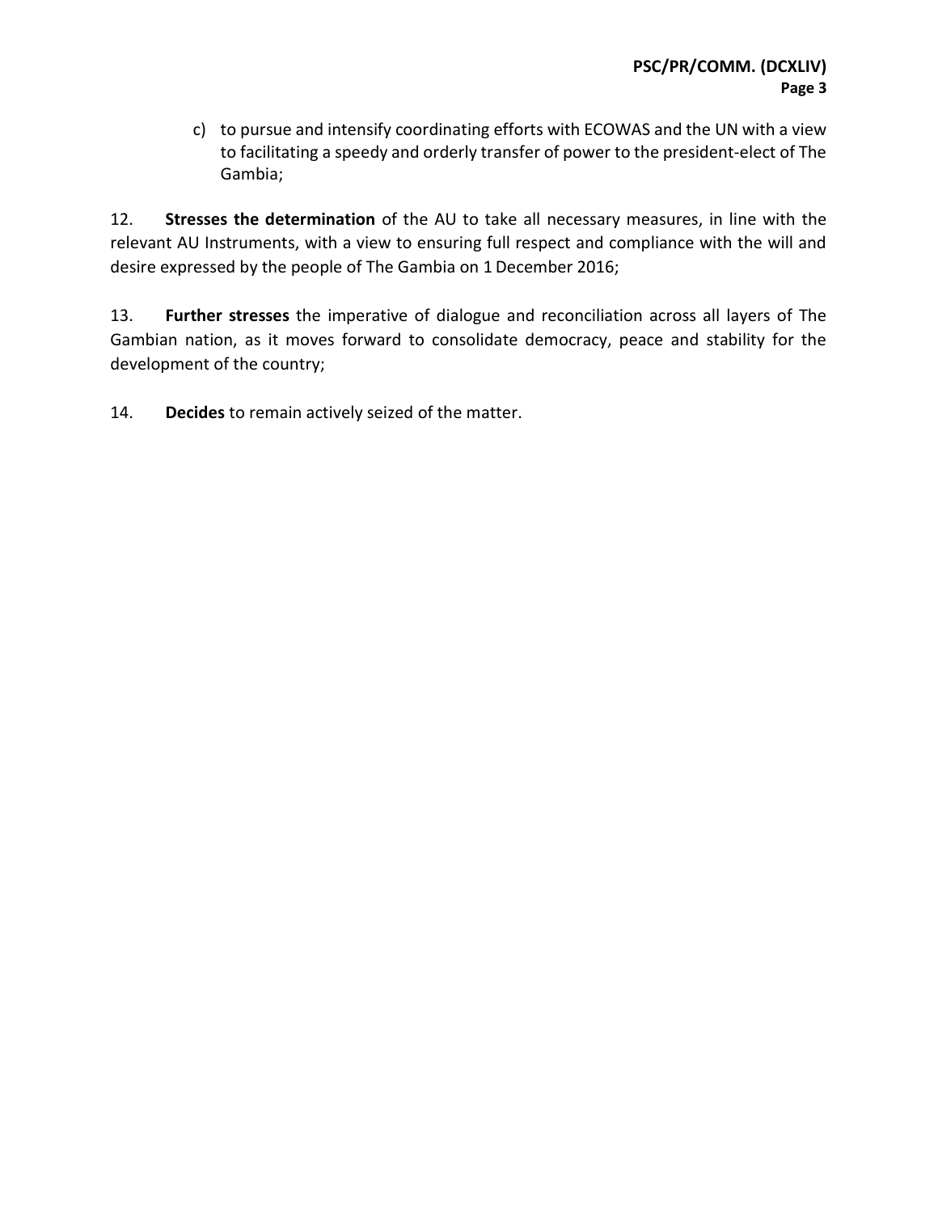c) to pursue and intensify coordinating efforts with ECOWAS and the UN with a view to facilitating a speedy and orderly transfer of power to the president-elect of The Gambia;

12. **Stresses the determination** of the AU to take all necessary measures, in line with the relevant AU Instruments, with a view to ensuring full respect and compliance with the will and desire expressed by the people of The Gambia on 1 December 2016;

13. **Further stresses** the imperative of dialogue and reconciliation across all layers of The Gambian nation, as it moves forward to consolidate democracy, peace and stability for the development of the country;

14. **Decides** to remain actively seized of the matter.